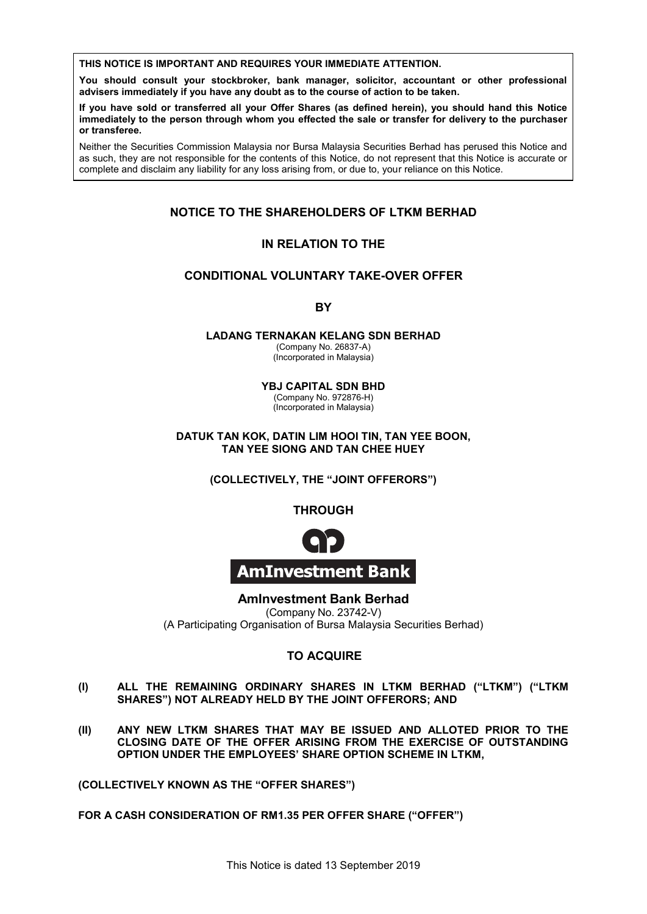**THIS NOTICE IS IMPORTANT AND REQUIRES YOUR IMMEDIATE ATTENTION.**

**You should consult your stockbroker, bank manager, solicitor, accountant or other professional advisers immediately if you have any doubt as to the course of action to be taken.**

**If you have sold or transferred all your Offer Shares (as defined herein), you should hand this Notice immediately to the person through whom you effected the sale or transfer for delivery to the purchaser or transferee.**

Neither the Securities Commission Malaysia nor Bursa Malaysia Securities Berhad has perused this Notice and as such, they are not responsible for the contents of this Notice, do not represent that this Notice is accurate or complete and disclaim any liability for any loss arising from, or due to, your reliance on this Notice.

# NOTICE TO THE SHAREHOLDERS OF LTKM BERHAD

## IN RELATION TO THE

## CONDITIONAL VOLUNTARY TAKE-OVER OFFER

**BY**

**LADANG TERNAKAN KELANG SDN BERHAD**
(Company No. 26837-A)
(Incorporated in Malaysia)

**YBJ CAPITAL SDN BHD**
(Company No. 972876-H)
(Incorporated in Malaysia)

**DATUK TAN KOK, DATIN LIM HOOI TIN, TAN YEE BOON, TAN YEE SIONG AND TAN CHEE HUEY**

**(COLLECTIVELY, THE "JOINT OFFERORS")**

**THROUGH**

**AmInvestment Bank**

**AmInvestment Bank Berhad**
(Company No. 23742-V)
(A Participating Organisation of Bursa Malaysia Securities Berhad)

**TO ACQUIRE**

**(I) ALL THE REMAINING ORDINARY SHARES IN LTKM BERHAD ("LTKM") ("LTKM SHARES") NOT ALREADY HELD BY THE JOINT OFFERORS; AND**

**(II) ANY NEW LTKM SHARES THAT MAY BE ISSUED AND ALLOTED PRIOR TO THE CLOSING DATE OF THE OFFER ARISING FROM THE EXERCISE OF OUTSTANDING OPTION UNDER THE EMPLOYEES' SHARE OPTION SCHEME IN LTKM,**

**(COLLECTIVELY KNOWN AS THE "OFFER SHARES")**

**FOR A CASH CONSIDERATION OF RM1.35 PER OFFER SHARE ("OFFER")**

This Notice is dated 13 September 2019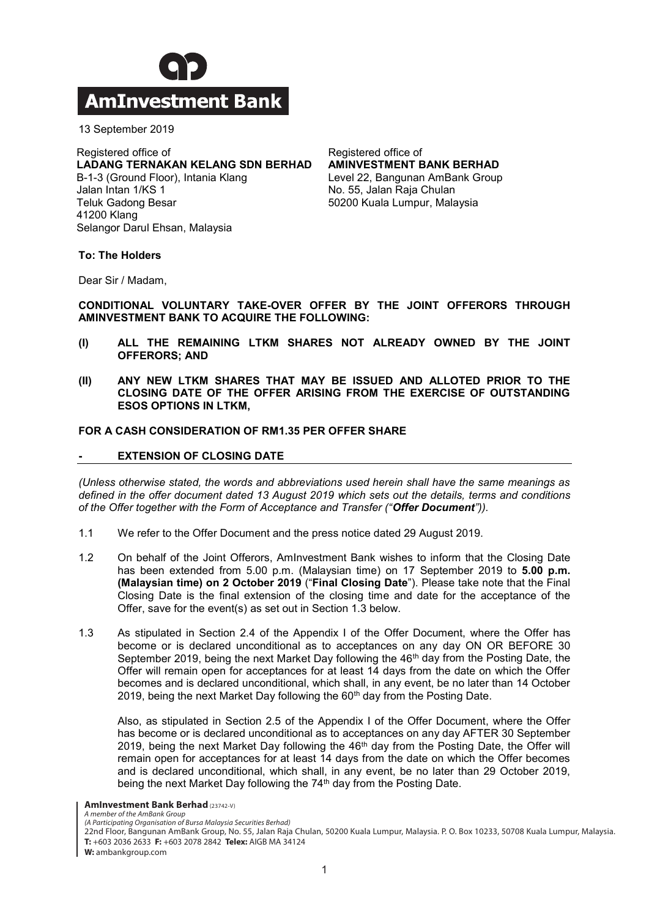**AmInvestment Bank**

13 September 2019

Registered office of
**LADANG TERNAKAN KELANG SDN BERHAD**
B-1-3 (Ground Floor), Intania Klang
Jalan Intan 1/KS 1
Teluk Gadong Besar
41200 Klang
Selangor Darul Ehsan, Malaysia

Registered office of
**AMINVESTMENT BANK BERHAD**
Level 22, Bangunan AmBank Group
No. 55, Jalan Raja Chulan
50200 Kuala Lumpur, Malaysia

**To: The Holders**

Dear Sir / Madam,

**CONDITIONAL VOLUNTARY TAKE-OVER OFFER BY THE JOINT OFFERORS THROUGH AMINVESTMENT BANK TO ACQUIRE THE FOLLOWING:**

**(I) ALL THE REMAINING LTKM SHARES NOT ALREADY OWNED BY THE JOINT OFFERORS; AND**

**(II) ANY NEW LTKM SHARES THAT MAY BE ISSUED AND ALLOTED PRIOR TO THE CLOSING DATE OF THE OFFER ARISING FROM THE EXERCISE OF OUTSTANDING ESOS OPTIONS IN LTKM,**

**FOR A CASH CONSIDERATION OF RM1.35 PER OFFER SHARE**

**- EXTENSION OF CLOSING DATE**

*(Unless otherwise stated, the words and abbreviations used herein shall have the same meanings as defined in the offer document dated 13 August 2019 which sets out the details, terms and conditions of the Offer together with the Form of Acceptance and Transfer ("**Offer Document**")).*

1.1 We refer to the Offer Document and the press notice dated 29 August 2019.

1.2 On behalf of the Joint Offerors, AmInvestment Bank wishes to inform that the Closing Date has been extended from 5.00 p.m. (Malaysian time) on 17 September 2019 to **5.00 p.m. (Malaysian time) on 2 October 2019** ("**Final Closing Date**"). Please take note that the Final Closing Date is the final extension of the closing time and date for the acceptance of the Offer, save for the event(s) as set out in Section 1.3 below.

1.3 As stipulated in Section 2.4 of the Appendix I of the Offer Document, where the Offer has become or is declared unconditional as to acceptances on any day ON OR BEFORE 30 September 2019, being the next Market Day following the 46th day from the Posting Date, the Offer will remain open for acceptances for at least 14 days from the date on which the Offer becomes and is declared unconditional, which shall, in any event, be no later than 14 October 2019, being the next Market Day following the 60th day from the Posting Date.

Also, as stipulated in Section 2.5 of the Appendix I of the Offer Document, where the Offer has become or is declared unconditional as to acceptances on any day AFTER 30 September 2019, being the next Market Day following the 46th day from the Posting Date, the Offer will remain open for acceptances for at least 14 days from the date on which the Offer becomes and is declared unconditional, which shall, in any event, be no later than 29 October 2019, being the next Market Day following the 74th day from the Posting Date.

**AmInvestment Bank Berhad** (23742-V)
*A member of the AmBank Group*
*(A Participating Organisation of Bursa Malaysia Securities Berhad)*
22nd Floor, Bangunan AmBank Group, No. 55, Jalan Raja Chulan, 50200 Kuala Lumpur, Malaysia. P. O. Box 10233, 50708 Kuala Lumpur, Malaysia.
**T:** +603 2036 2633 **F:** +603 2078 2842 **Telex:** AIGB MA 34124
**W:** ambankgroup.com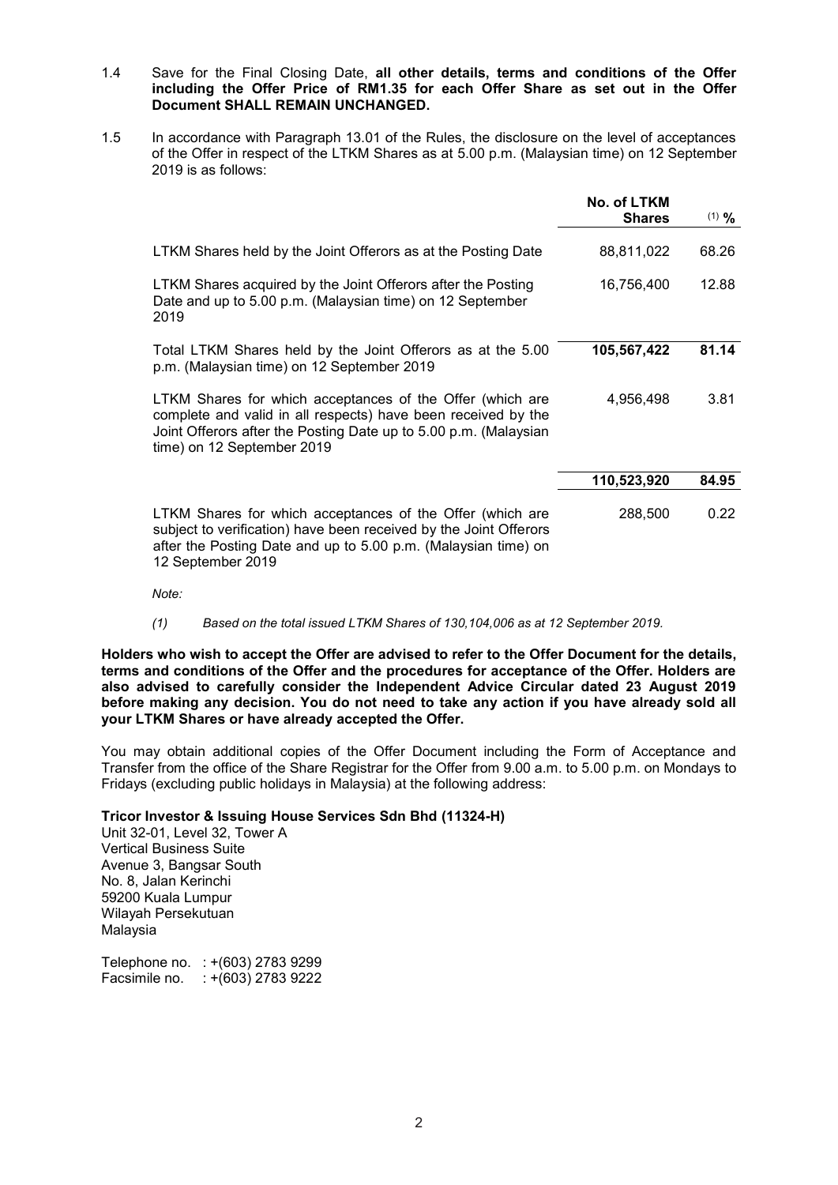1.4 Save for the Final Closing Date, **all other details, terms and conditions of the Offer including the Offer Price of RM1.35 for each Offer Share as set out in the Offer Document SHALL REMAIN UNCHANGED.**

1.5 In accordance with Paragraph 13.01 of the Rules, the disclosure on the level of acceptances of the Offer in respect of the LTKM Shares as at 5.00 p.m. (Malaysian time) on 12 September 2019 is as follows:

| | **No. of LTKM Shares** | (1) **%** |
|---|---|---|
| LTKM Shares held by the Joint Offerors as at the Posting Date | 88,811,022 | 68.26 |
| LTKM Shares acquired by the Joint Offerors after the Posting Date and up to 5.00 p.m. (Malaysian time) on 12 September 2019 | 16,756,400 | 12.88 |
| Total LTKM Shares held by the Joint Offerors as at the 5.00 p.m. (Malaysian time) on 12 September 2019 | **105,567,422** | **81.14** |
| LTKM Shares for which acceptances of the Offer (which are complete and valid in all respects) have been received by the Joint Offerors after the Posting Date up to 5.00 p.m. (Malaysian time) on 12 September 2019 | 4,956,498 | 3.81 |
| | **110,523,920** | **84.95** |
| LTKM Shares for which acceptances of the Offer (which are subject to verification) have been received by the Joint Offerors after the Posting Date and up to 5.00 p.m. (Malaysian time) on 12 September 2019 | 288,500 | 0.22 |

*Note:*

*(1) Based on the total issued LTKM Shares of 130,104,006 as at 12 September 2019.*

**Holders who wish to accept the Offer are advised to refer to the Offer Document for the details, terms and conditions of the Offer and the procedures for acceptance of the Offer. Holders are also advised to carefully consider the Independent Advice Circular dated 23 August 2019 before making any decision. You do not need to take any action if you have already sold all your LTKM Shares or have already accepted the Offer.**

You may obtain additional copies of the Offer Document including the Form of Acceptance and Transfer from the office of the Share Registrar for the Offer from 9.00 a.m. to 5.00 p.m. on Mondays to Fridays (excluding public holidays in Malaysia) at the following address:

**Tricor Investor & Issuing House Services Sdn Bhd (11324-H)**
Unit 32-01, Level 32, Tower A
Vertical Business Suite
Avenue 3, Bangsar South
No. 8, Jalan Kerinchi
59200 Kuala Lumpur
Wilayah Persekutuan
Malaysia

Telephone no. : +(603) 2783 9299
Facsimile no. : +(603) 2783 9222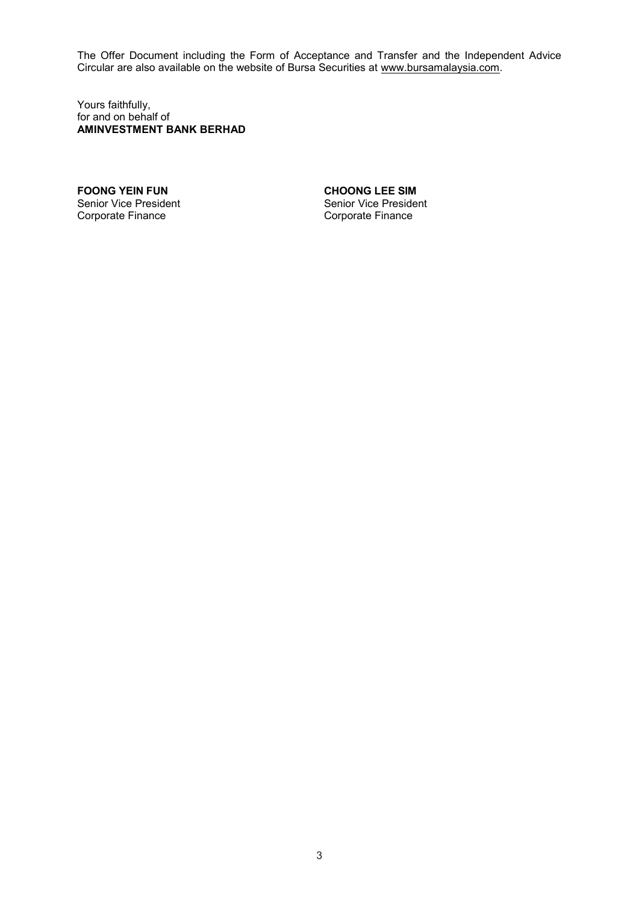The Offer Document including the Form of Acceptance and Transfer and the Independent Advice Circular are also available on the website of Bursa Securities at www.bursamalaysia.com.

Yours faithfully,
for and on behalf of
**AMINVESTMENT BANK BERHAD**

**FOONG YEIN FUN**
Senior Vice President
Corporate Finance

**CHOONG LEE SIM**
Senior Vice President
Corporate Finance